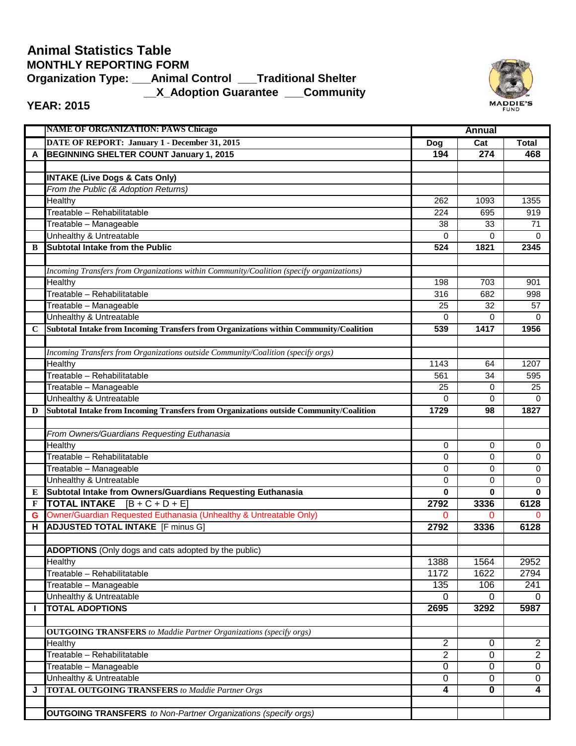# Animal Statistics Table

## MONTHLY REPORTING FORM

**Organization Type: ___Animal Control ___Traditional Shelter __X_Adoption Guarantee ___Community**

**YEAR: 2015**

| | NAME OF ORGANIZATION: PAWS Chicago | Annual | | |
|---|---|---|---|---|
| | DATE OF REPORT: January 1 - December 31, 2015 | Dog | Cat | Total |
| A | **BEGINNING SHELTER COUNT January 1, 2015** | **194** | **274** | **468** |
| | | | | |
| | **INTAKE (Live Dogs & Cats Only)** | | | |
| | *From the Public (& Adoption Returns)* | | | |
| | Healthy | 262 | 1093 | 1355 |
| | Treatable – Rehabilitatable | 224 | 695 | 919 |
| | Treatable – Manageable | 38 | 33 | 71 |
| | Unhealthy & Untreatable | 0 | 0 | 0 |
| B | **Subtotal Intake from the Public** | **524** | **1821** | **2345** |
| | | | | |
| | *Incoming Transfers from Organizations within Community/Coalition (specify organizations)* | | | |
| | Healthy | 198 | 703 | 901 |
| | Treatable – Rehabilitatable | 316 | 682 | 998 |
| | Treatable – Manageable | 25 | 32 | 57 |
| | Unhealthy & Untreatable | 0 | 0 | 0 |
| C | **Subtotal Intake from Incoming Transfers from Organizations within Community/Coalition** | **539** | **1417** | **1956** |
| | | | | |
| | *Incoming Transfers from Organizations outside Community/Coalition (specify orgs)* | | | |
| | Healthy | 1143 | 64 | 1207 |
| | Treatable – Rehabilitatable | 561 | 34 | 595 |
| | Treatable – Manageable | 25 | 0 | 25 |
| | Unhealthy & Untreatable | 0 | 0 | 0 |
| D | **Subtotal Intake from Incoming Transfers from Organizations outside Community/Coalition** | **1729** | **98** | **1827** |
| | | | | |
| | *From Owners/Guardians Requesting Euthanasia* | | | |
| | Healthy | 0 | 0 | 0 |
| | Treatable – Rehabilitatable | 0 | 0 | 0 |
| | Treatable – Manageable | 0 | 0 | 0 |
| | Unhealthy & Untreatable | 0 | 0 | 0 |
| E | **Subtotal Intake from Owners/Guardians Requesting Euthanasia** | **0** | **0** | **0** |
| F | **TOTAL INTAKE** [B + C + D + E] | **2792** | **3336** | **6128** |
| G | Owner/Guardian Requested Euthanasia (Unhealthy & Untreatable Only) | 0 | 0 | 0 |
| H | **ADJUSTED TOTAL INTAKE** [F minus G] | **2792** | **3336** | **6128** |
| | | | | |
| | **ADOPTIONS** (Only dogs and cats adopted by the public) | | | |
| | Healthy | 1388 | 1564 | 2952 |
| | Treatable – Rehabilitatable | 1172 | 1622 | 2794 |
| | Treatable – Manageable | 135 | 106 | 241 |
| | Unhealthy & Untreatable | 0 | 0 | 0 |
| I | **TOTAL ADOPTIONS** | **2695** | **3292** | **5987** |
| | | | | |
| | **OUTGOING TRANSFERS** *to Maddie Partner Organizations (specify orgs)* | | | |
| | Healthy | 2 | 0 | 2 |
| | Treatable – Rehabilitatable | 2 | 0 | 2 |
| | Treatable – Manageable | 0 | 0 | 0 |
| | Unhealthy & Untreatable | 0 | 0 | 0 |
| J | **TOTAL OUTGOING TRANSFERS** *to Maddie Partner Orgs* | **4** | **0** | **4** |
| | | | | |
| | **OUTGOING TRANSFERS** *to Non-Partner Organizations (specify orgs)* | | | |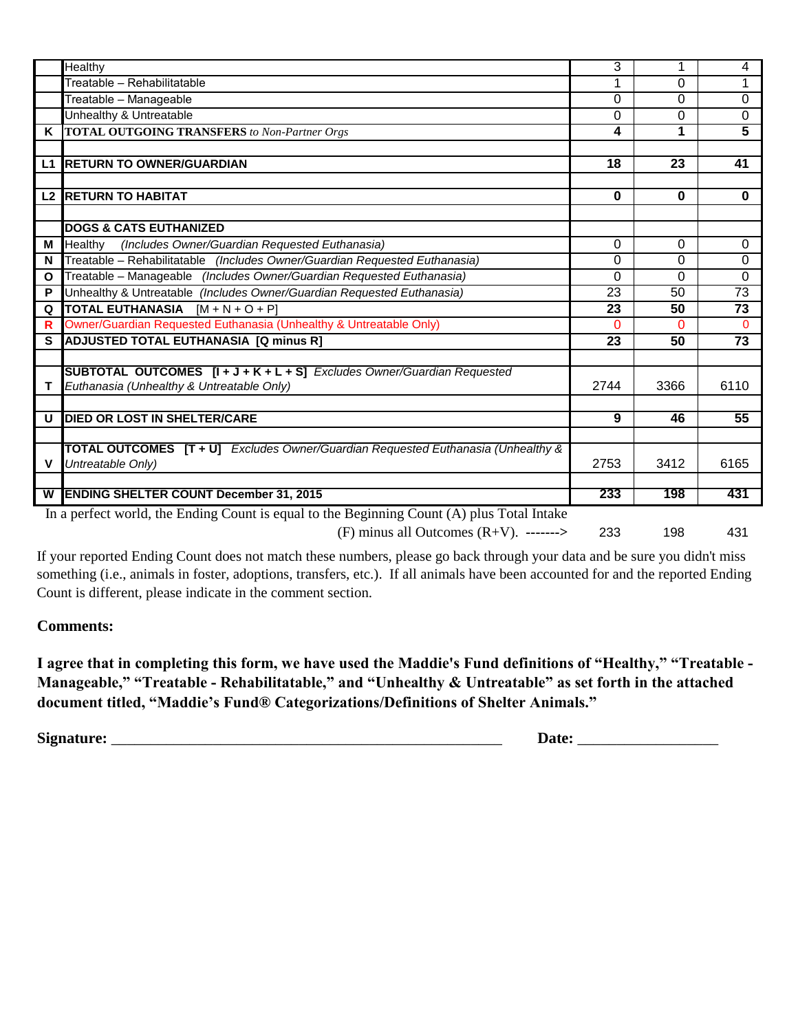| | | | | |
|---|---|---|---|---|
| | Healthy | 3 | 1 | 4 |
| | Treatable – Rehabilitatable | 1 | 0 | 1 |
| | Treatable – Manageable | 0 | 0 | 0 |
| | Unhealthy & Untreatable | 0 | 0 | 0 |
| **K** | **TOTAL OUTGOING TRANSFERS** *to Non-Partner Orgs* | **4** | **1** | **5** |
| | | | | |
| **L1** | **RETURN TO OWNER/GUARDIAN** | **18** | **23** | **41** |
| | | | | |
| **L2** | **RETURN TO HABITAT** | **0** | **0** | **0** |
| | | | | |
| | **DOGS & CATS EUTHANIZED** | | | |
| **M** | Healthy *(Includes Owner/Guardian Requested Euthanasia)* | 0 | 0 | 0 |
| **N** | Treatable – Rehabilitatable *(Includes Owner/Guardian Requested Euthanasia)* | 0 | 0 | 0 |
| **O** | Treatable – Manageable *(Includes Owner/Guardian Requested Euthanasia)* | 0 | 0 | 0 |
| **P** | Unhealthy & Untreatable *(Includes Owner/Guardian Requested Euthanasia)* | 23 | 50 | 73 |
| **Q** | **TOTAL EUTHANASIA** [M + N + O + P] | **23** | **50** | **73** |
| **R** | Owner/Guardian Requested Euthanasia (Unhealthy & Untreatable Only) | 0 | 0 | 0 |
| **S** | **ADJUSTED TOTAL EUTHANASIA [Q minus R]** | **23** | **50** | **73** |
| | | | | |
| **T** | **SUBTOTAL OUTCOMES [I + J + K + L + S]** *Excludes Owner/Guardian Requested Euthanasia (Unhealthy & Untreatable Only)* | 2744 | 3366 | 6110 |
| | | | | |
| **U** | **DIED OR LOST IN SHELTER/CARE** | **9** | **46** | **55** |
| | | | | |
| **V** | **TOTAL OUTCOMES [T + U]** *Excludes Owner/Guardian Requested Euthanasia (Unhealthy & Untreatable Only)* | 2753 | 3412 | 6165 |
| | | | | |
| **W** | **ENDING SHELTER COUNT December 31, 2015** | **233** | **198** | **431** |
| | In a perfect world, the Ending Count is equal to the Beginning Count (A) plus Total Intake (F) minus all Outcomes (R+V). -------> | 233 | 198 | 431 |

If your reported Ending Count does not match these numbers, please go back through your data and be sure you didn't miss something (i.e., animals in foster, adoptions, transfers, etc.). If all animals have been accounted for and the reported Ending Count is different, please indicate in the comment section.

**Comments:**

**I agree that in completing this form, we have used the Maddie's Fund definitions of "Healthy," "Treatable - Manageable," "Treatable - Rehabilitatable," and "Unhealthy & Untreatable" as set forth in the attached document titled, "Maddie's Fund® Categorizations/Definitions of Shelter Animals."**

**Signature:** ____________________________________________________ **Date:** __________________